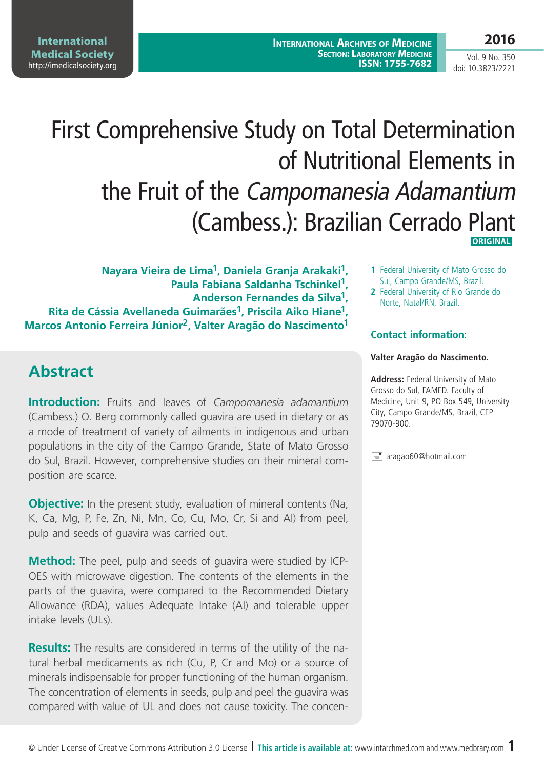# First Comprehensive Study on Total Determination of Nutritional Elements in the Fruit of the *Campomanesia Adamantium* (Cambess.): Brazilian Cerrado Plant

**ORIGINAL**

**Nayara Vieira de Lima[1], Daniela Granja Arakaki[1], Paula Fabiana Saldanha Tschinkel[1], Anderson Fernandes da Silva[1], Rita de Cássia Avellaneda Guimarães[1], Priscila Aiko Hiane[1], Marcos Antonio Ferreira Júnior[2], Valter Aragão do Nascimento[1]**

1 Federal University of Mato Grosso do Sul, Campo Grande/MS, Brazil.
2 Federal University of Rio Grande do Norte, Natal/RN, Brazil.

### Contact information:

**Valter Aragão do Nascimento.**

**Address:** Federal University of Mato Grosso do Sul, FAMED. Faculty of Medicine, Unit 9, PO Box 549, University City, Campo Grande/MS, Brazil, CEP 79070-900.

aragao60@hotmail.com

## Abstract

**Introduction:** Fruits and leaves of *Campomanesia adamantium* (Cambess.) O. Berg commonly called guavira are used in dietary or as a mode of treatment of variety of ailments in indigenous and urban populations in the city of the Campo Grande, State of Mato Grosso do Sul, Brazil. However, comprehensive studies on their mineral composition are scarce.

**Objective:** In the present study, evaluation of mineral contents (Na, K, Ca, Mg, P, Fe, Zn, Ni, Mn, Co, Cu, Mo, Cr, Si and Al) from peel, pulp and seeds of guavira was carried out.

**Method:** The peel, pulp and seeds of guavira were studied by ICP-OES with microwave digestion. The contents of the elements in the parts of the guavira, were compared to the Recommended Dietary Allowance (RDA), values Adequate Intake (AI) and tolerable upper intake levels (ULs).

**Results:** The results are considered in terms of the utility of the natural herbal medicaments as rich (Cu, P, Cr and Mo) or a source of minerals indispensable for proper functioning of the human organism. The concentration of elements in seeds, pulp and peel the guavira was compared with value of UL and does not cause toxicity. The concen-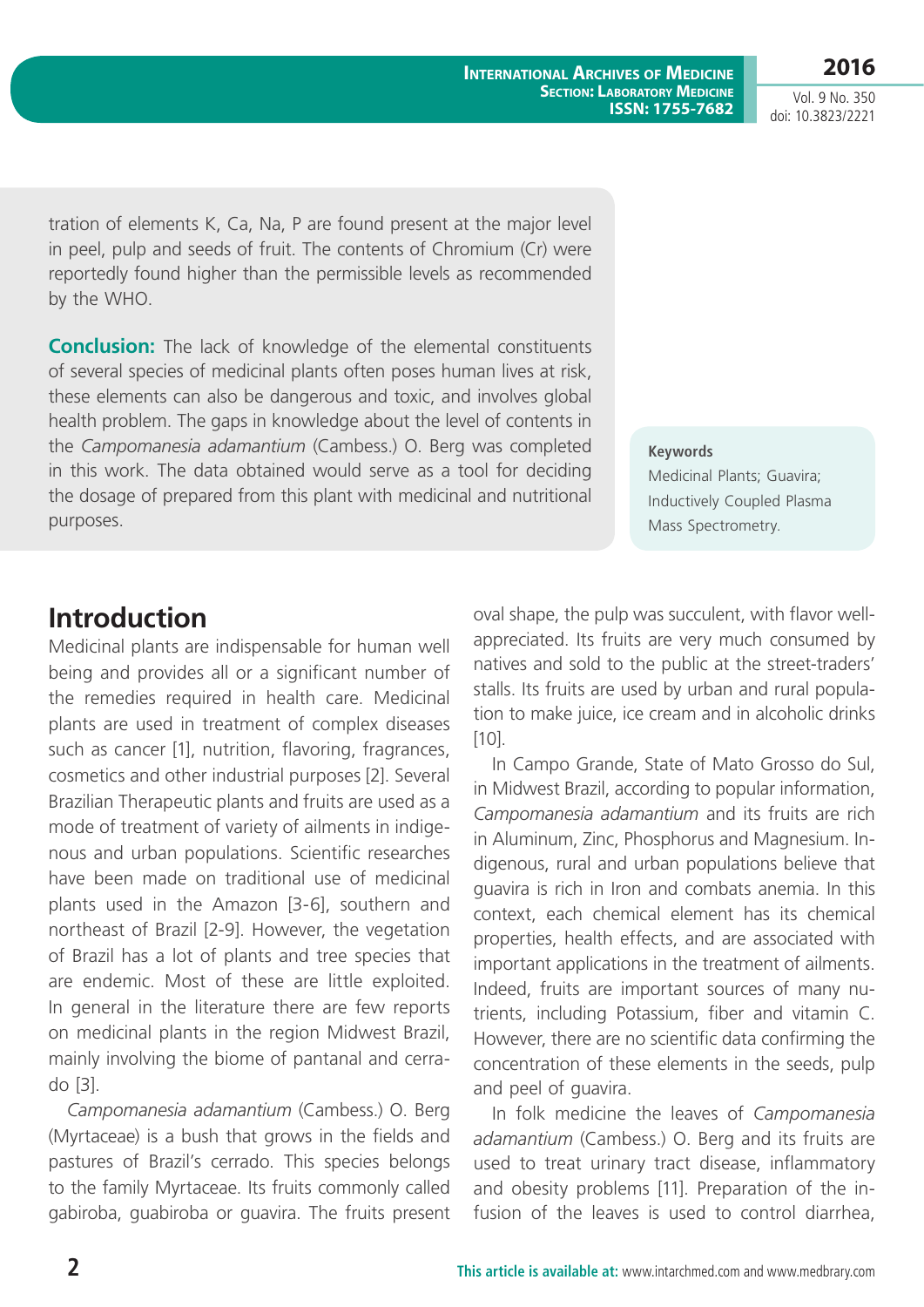tration of elements K, Ca, Na, P are found present at the major level in peel, pulp and seeds of fruit. The contents of Chromium (Cr) were reportedly found higher than the permissible levels as recommended by the WHO.

**Conclusion:** The lack of knowledge of the elemental constituents of several species of medicinal plants often poses human lives at risk, these elements can also be dangerous and toxic, and involves global health problem. The gaps in knowledge about the level of contents in the *Campomanesia adamantium* (Cambess.) O. Berg was completed in this work. The data obtained would serve as a tool for deciding the dosage of prepared from this plant with medicinal and nutritional purposes.

**Keywords**

Medicinal Plants; Guavira; Inductively Coupled Plasma Mass Spectrometry.

## Introduction

Medicinal plants are indispensable for human well being and provides all or a significant number of the remedies required in health care. Medicinal plants are used in treatment of complex diseases such as cancer [1], nutrition, flavoring, fragrances, cosmetics and other industrial purposes [2]. Several Brazilian Therapeutic plants and fruits are used as a mode of treatment of variety of ailments in indigenous and urban populations. Scientific researches have been made on traditional use of medicinal plants used in the Amazon [3-6], southern and northeast of Brazil [2-9]. However, the vegetation of Brazil has a lot of plants and tree species that are endemic. Most of these are little exploited. In general in the literature there are few reports on medicinal plants in the region Midwest Brazil, mainly involving the biome of pantanal and cerrado [3].

*Campomanesia adamantium* (Cambess.) O. Berg (Myrtaceae) is a bush that grows in the fields and pastures of Brazil's cerrado. This species belongs to the family Myrtaceae. Its fruits commonly called gabiroba, guabiroba or guavira. The fruits present oval shape, the pulp was succulent, with flavor well-appreciated. Its fruits are very much consumed by natives and sold to the public at the street-traders' stalls. Its fruits are used by urban and rural population to make juice, ice cream and in alcoholic drinks [10].

In Campo Grande, State of Mato Grosso do Sul, in Midwest Brazil, according to popular information, *Campomanesia adamantium* and its fruits are rich in Aluminum, Zinc, Phosphorus and Magnesium. Indigenous, rural and urban populations believe that guavira is rich in Iron and combats anemia. In this context, each chemical element has its chemical properties, health effects, and are associated with important applications in the treatment of ailments. Indeed, fruits are important sources of many nutrients, including Potassium, fiber and vitamin C. However, there are no scientific data confirming the concentration of these elements in the seeds, pulp and peel of guavira.

In folk medicine the leaves of *Campomanesia adamantium* (Cambess.) O. Berg and its fruits are used to treat urinary tract disease, inflammatory and obesity problems [11]. Preparation of the infusion of the leaves is used to control diarrhea,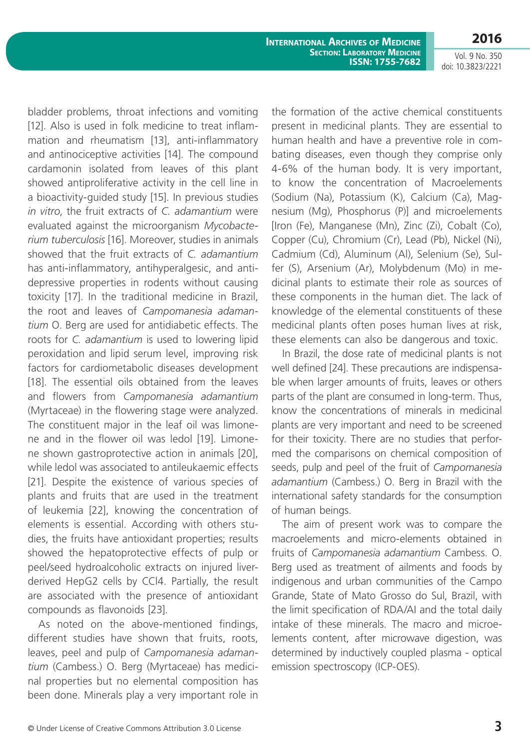bladder problems, throat infections and vomiting [12]. Also is used in folk medicine to treat inflammation and rheumatism [13], anti-inflammatory and antinociceptive activities [14]. The compound cardamonin isolated from leaves of this plant showed antiproliferative activity in the cell line in a bioactivity-guided study [15]. In previous studies *in vitro*, the fruit extracts of *C. adamantium* were evaluated against the microorganism *Mycobacterium tuberculosis* [16]. Moreover, studies in animals showed that the fruit extracts of *C. adamantium* has anti-inflammatory, antihyperalgesic, and antidepressive properties in rodents without causing toxicity [17]. In the traditional medicine in Brazil, the root and leaves of *Campomanesia adamantium* O. Berg are used for antidiabetic effects. The roots for *C. adamantium* is used to lowering lipid peroxidation and lipid serum level, improving risk factors for cardiometabolic diseases development [18]. The essential oils obtained from the leaves and flowers from *Campomanesia adamantium* (Myrtaceae) in the flowering stage were analyzed. The constituent major in the leaf oil was limonene and in the flower oil was ledol [19]. Limonene shown gastroprotective action in animals [20], while ledol was associated to antileukaemic effects [21]. Despite the existence of various species of plants and fruits that are used in the treatment of leukemia [22], knowing the concentration of elements is essential. According with others studies, the fruits have antioxidant properties; results showed the hepatoprotective effects of pulp or peel/seed hydroalcoholic extracts on injured liver-derived HepG2 cells by CCl4. Partially, the result are associated with the presence of antioxidant compounds as flavonoids [23].

As noted on the above-mentioned findings, different studies have shown that fruits, roots, leaves, peel and pulp of *Campomanesia adamantium* (Cambess.) O. Berg (Myrtaceae) has medicinal properties but no elemental composition has been done. Minerals play a very important role in the formation of the active chemical constituents present in medicinal plants. They are essential to human health and have a preventive role in combating diseases, even though they comprise only 4-6% of the human body. It is very important, to know the concentration of Macroelements (Sodium (Na), Potassium (K), Calcium (Ca), Magnesium (Mg), Phosphorus (P)] and microelements [Iron (Fe), Manganese (Mn), Zinc (Zi), Cobalt (Co), Copper (Cu), Chromium (Cr), Lead (Pb), Nickel (Ni), Cadmium (Cd), Aluminum (Al), Selenium (Se), Sulfer (S), Arsenium (Ar), Molybdenum (Mo) in medicinal plants to estimate their role as sources of these components in the human diet. The lack of knowledge of the elemental constituents of these medicinal plants often poses human lives at risk, these elements can also be dangerous and toxic.

In Brazil, the dose rate of medicinal plants is not well defined [24]. These precautions are indispensable when larger amounts of fruits, leaves or others parts of the plant are consumed in long-term. Thus, know the concentrations of minerals in medicinal plants are very important and need to be screened for their toxicity. There are no studies that performed the comparisons on chemical composition of seeds, pulp and peel of the fruit of *Campomanesia adamantium* (Cambess.) O. Berg in Brazil with the international safety standards for the consumption of human beings.

The aim of present work was to compare the macroelements and micro-elements obtained in fruits of *Campomanesia adamantium* Cambess. O. Berg used as treatment of ailments and foods by indigenous and urban communities of the Campo Grande, State of Mato Grosso do Sul, Brazil, with the limit specification of RDA/AI and the total daily intake of these minerals. The macro and microelements content, after microwave digestion, was determined by inductively coupled plasma - optical emission spectroscopy (ICP-OES).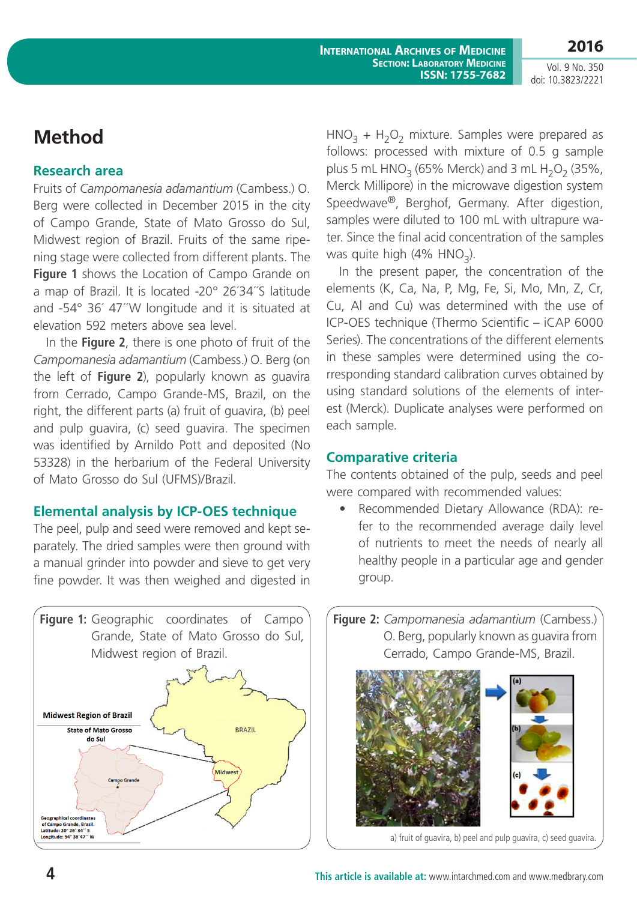# Method

## Research area

Fruits of *Campomanesia adamantium* (Cambess.) O. Berg were collected in December 2015 in the city of Campo Grande, State of Mato Grosso do Sul, Midwest region of Brazil. Fruits of the same ripening stage were collected from different plants. The **Figure 1** shows the Location of Campo Grande on a map of Brazil. It is located -20° 26´34´´S latitude and -54° 36´ 47´´W longitude and it is situated at elevation 592 meters above sea level.

In the **Figure 2**, there is one photo of fruit of the *Campomanesia adamantium* (Cambess.) O. Berg (on the left of **Figure 2**), popularly known as guavira from Cerrado, Campo Grande-MS, Brazil, on the right, the different parts (a) fruit of guavira, (b) peel and pulp guavira, (c) seed guavira. The specimen was identified by Arnildo Pott and deposited (No 53328) in the herbarium of the Federal University of Mato Grosso do Sul (UFMS)/Brazil.

## Elemental analysis by ICP-OES technique

The peel, pulp and seed were removed and kept separately. The dried samples were then ground with a manual grinder into powder and sieve to get very fine powder. It was then weighed and digested in $HNO_3$ + $H_2O_2$ mixture. Samples were prepared as follows: processed with mixture of 0.5 g sample plus 5 mL $HNO_3$ (65% Merck) and 3 mL $H_2O_2$ (35%, Merck Millipore) in the microwave digestion system Speedwave®, Berghof, Germany. After digestion, samples were diluted to 100 mL with ultrapure water. Since the final acid concentration of the samples was quite high (4% $HNO_3$).

In the present paper, the concentration of the elements (K, Ca, Na, P, Mg, Fe, Si, Mo, Mn, Z, Cr, Cu, Al and Cu) was determined with the use of ICP-OES technique (Thermo Scientific – iCAP 6000 Series). The concentrations of the different elements in these samples were determined using the corresponding standard calibration curves obtained by using standard solutions of the elements of interest (Merck). Duplicate analyses were performed on each sample.

## Comparative criteria

The contents obtained of the pulp, seeds and peel were compared with recommended values:

- Recommended Dietary Allowance (RDA): refer to the recommended average daily level of nutrients to meet the needs of nearly all healthy people in a particular age and gender group.

**Figure 1:** Geographic coordinates of Campo Grande, State of Mato Grosso do Sul, Midwest region of Brazil.

**Figure 2:** *Campomanesia adamantium* (Cambess.) O. Berg, popularly known as guavira from Cerrado, Campo Grande-MS, Brazil.

a) fruit of guavira, b) peel and pulp guavira, c) seed guavira.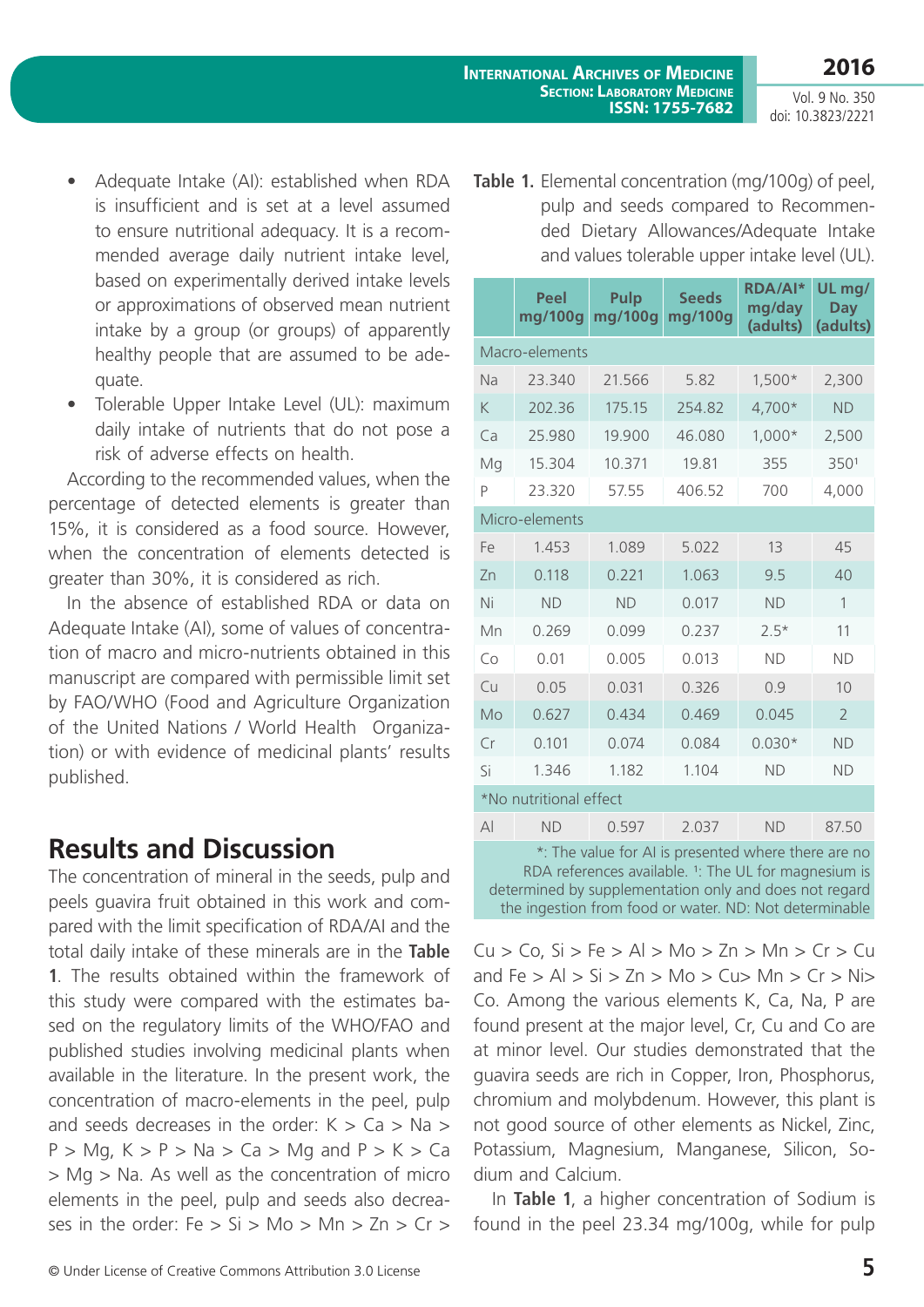- Adequate Intake (AI): established when RDA is insufficient and is set at a level assumed to ensure nutritional adequacy. It is a recommended average daily nutrient intake level, based on experimentally derived intake levels or approximations of observed mean nutrient intake by a group (or groups) of apparently healthy people that are assumed to be adequate.
- Tolerable Upper Intake Level (UL): maximum daily intake of nutrients that do not pose a risk of adverse effects on health.

According to the recommended values, when the percentage of detected elements is greater than 15%, it is considered as a food source. However, when the concentration of elements detected is greater than 30%, it is considered as rich.

In the absence of established RDA or data on Adequate Intake (AI), some of values of concentration of macro and micro-nutrients obtained in this manuscript are compared with permissible limit set by FAO/WHO (Food and Agriculture Organization of the United Nations / World Health Organization) or with evidence of medicinal plants' results published.

## Results and Discussion

The concentration of mineral in the seeds, pulp and peels guavira fruit obtained in this work and compared with the limit specification of RDA/AI and the total daily intake of these minerals are in the **Table 1**. The results obtained within the framework of this study were compared with the estimates based on the regulatory limits of the WHO/FAO and published studies involving medicinal plants when available in the literature. In the present work, the concentration of macro-elements in the peel, pulp and seeds decreases in the order: K > Ca > Na > P > Mg, K > P > Na > Ca > Mg and P > K > Ca > Mg > Na. As well as the concentration of micro elements in the peel, pulp and seeds also decreases in the order: Fe > Si > Mo > Mn > Zn > Cr > Cu > Co, Si > Fe > Al > Mo > Zn > Mn > Cr > Cu and Fe > Al > Si > Zn > Mo > Cu> Mn > Cr > Ni> Co. Among the various elements K, Ca, Na, P are found present at the major level, Cr, Cu and Co are at minor level. Our studies demonstrated that the guavira seeds are rich in Copper, Iron, Phosphorus, chromium and molybdenum. However, this plant is not good source of other elements as Nickel, Zinc, Potassium, Magnesium, Manganese, Silicon, Sodium and Calcium.

**Table 1.** Elemental concentration (mg/100g) of peel, pulp and seeds compared to Recommended Dietary Allowances/Adequate Intake and values tolerable upper intake level (UL).

| | Peel mg/100g | Pulp mg/100g | Seeds mg/100g | RDA/AI* mg/day (adults) | UL mg/Day (adults) |
|---|---|---|---|---|---|
| Macro-elements | | | | | |
| Na | 23.340 | 21.566 | 5.82 | 1,500* | 2,300 |
| K | 202.36 | 175.15 | 254.82 | 4,700* | ND |
| Ca | 25.980 | 19.900 | 46.080 | 1,000* | 2,500 |
| Mg | 15.304 | 10.371 | 19.81 | 355 | 350[1] |
| P | 23.320 | 57.55 | 406.52 | 700 | 4,000 |
| Micro-elements | | | | | |
| Fe | 1.453 | 1.089 | 5.022 | 13 | 45 |
| Zn | 0.118 | 0.221 | 1.063 | 9.5 | 40 |
| Ni | ND | ND | 0.017 | ND | 1 |
| Mn | 0.269 | 0.099 | 0.237 | 2.5* | 11 |
| Co | 0.01 | 0.005 | 0.013 | ND | ND |
| Cu | 0.05 | 0.031 | 0.326 | 0.9 | 10 |
| Mo | 0.627 | 0.434 | 0.469 | 0.045 | 2 |
| Cr | 0.101 | 0.074 | 0.084 | 0.030* | ND |
| Si | 1.346 | 1.182 | 1.104 | ND | ND |
| *No nutritional effect | | | | | |
| Al | ND | 0.597 | 2.037 | ND | 87.50 |

*: The value for AI is presented where there are no RDA references available. [1]: The UL for magnesium is determined by supplementation only and does not regard the ingestion from food or water. ND: Not determinable

In **Table 1**, a higher concentration of Sodium is found in the peel 23.34 mg/100g, while for pulp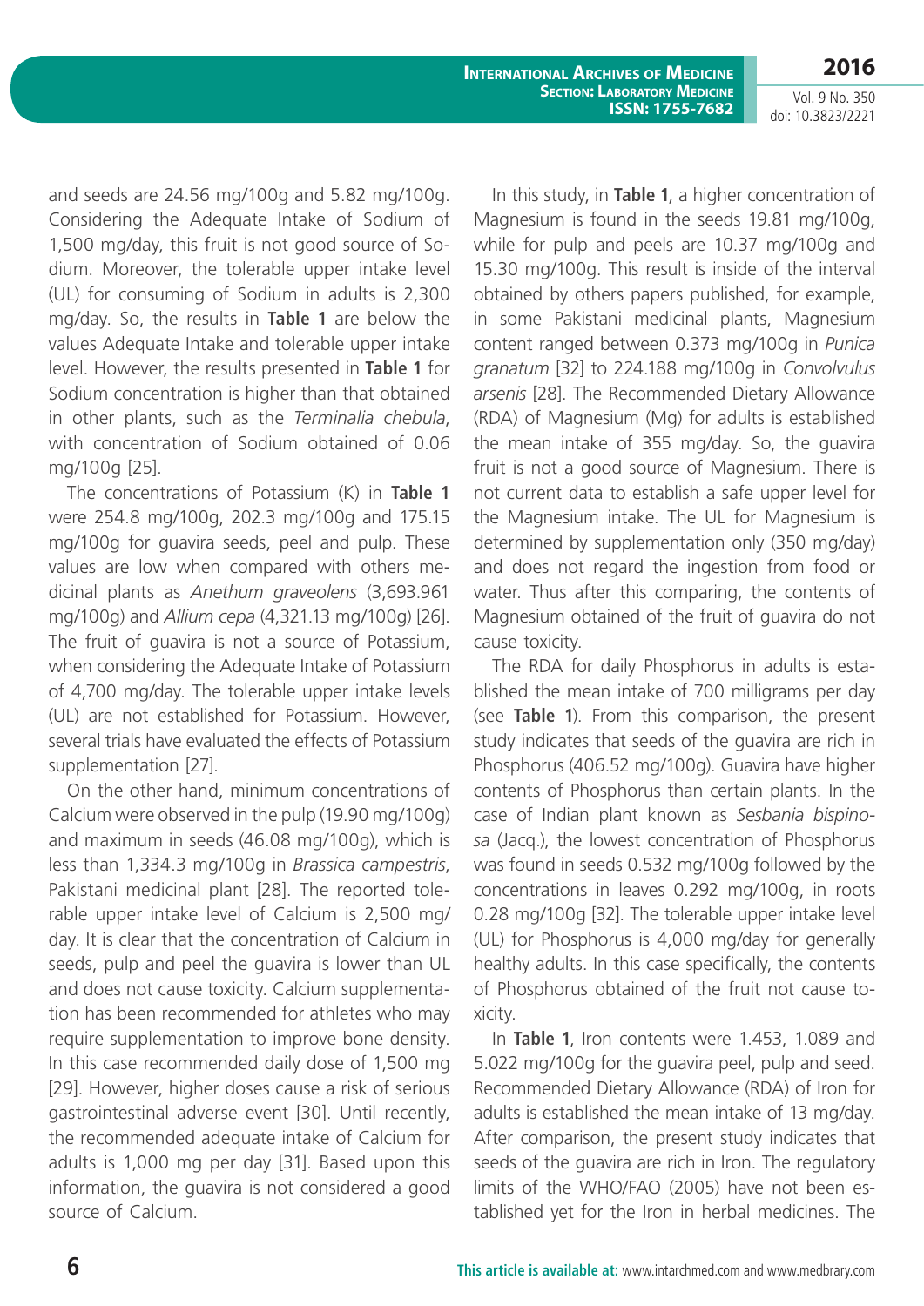and seeds are 24.56 mg/100g and 5.82 mg/100g. Considering the Adequate Intake of Sodium of 1,500 mg/day, this fruit is not good source of Sodium. Moreover, the tolerable upper intake level (UL) for consuming of Sodium in adults is 2,300 mg/day. So, the results in **Table 1** are below the values Adequate Intake and tolerable upper intake level. However, the results presented in **Table 1** for Sodium concentration is higher than that obtained in other plants, such as the *Terminalia chebula*, with concentration of Sodium obtained of 0.06 mg/100g [25].

The concentrations of Potassium (K) in **Table 1** were 254.8 mg/100g, 202.3 mg/100g and 175.15 mg/100g for guavira seeds, peel and pulp. These values are low when compared with others medicinal plants as *Anethum graveolens* (3,693.961 mg/100g) and *Allium cepa* (4,321.13 mg/100g) [26]. The fruit of guavira is not a source of Potassium, when considering the Adequate Intake of Potassium of 4,700 mg/day. The tolerable upper intake levels (UL) are not established for Potassium. However, several trials have evaluated the effects of Potassium supplementation [27].

On the other hand, minimum concentrations of Calcium were observed in the pulp (19.90 mg/100g) and maximum in seeds (46.08 mg/100g), which is less than 1,334.3 mg/100g in *Brassica campestris*, Pakistani medicinal plant [28]. The reported tolerable upper intake level of Calcium is 2,500 mg/day. It is clear that the concentration of Calcium in seeds, pulp and peel the guavira is lower than UL and does not cause toxicity. Calcium supplementation has been recommended for athletes who may require supplementation to improve bone density. In this case recommended daily dose of 1,500 mg [29]. However, higher doses cause a risk of serious gastrointestinal adverse event [30]. Until recently, the recommended adequate intake of Calcium for adults is 1,000 mg per day [31]. Based upon this information, the guavira is not considered a good source of Calcium.

In this study, in **Table 1**, a higher concentration of Magnesium is found in the seeds 19.81 mg/100g, while for pulp and peels are 10.37 mg/100g and 15.30 mg/100g. This result is inside of the interval obtained by others papers published, for example, in some Pakistani medicinal plants, Magnesium content ranged between 0.373 mg/100g in *Punica granatum* [32] to 224.188 mg/100g in *Convolvulus arsenis* [28]. The Recommended Dietary Allowance (RDA) of Magnesium (Mg) for adults is established the mean intake of 355 mg/day. So, the guavira fruit is not a good source of Magnesium. There is not current data to establish a safe upper level for the Magnesium intake. The UL for Magnesium is determined by supplementation only (350 mg/day) and does not regard the ingestion from food or water. Thus after this comparing, the contents of Magnesium obtained of the fruit of guavira do not cause toxicity.

The RDA for daily Phosphorus in adults is established the mean intake of 700 milligrams per day (see **Table 1**). From this comparison, the present study indicates that seeds of the guavira are rich in Phosphorus (406.52 mg/100g). Guavira have higher contents of Phosphorus than certain plants. In the case of Indian plant known as *Sesbania bispinosa* (Jacq.), the lowest concentration of Phosphorus was found in seeds 0.532 mg/100g followed by the concentrations in leaves 0.292 mg/100g, in roots 0.28 mg/100g [32]. The tolerable upper intake level (UL) for Phosphorus is 4,000 mg/day for generally healthy adults. In this case specifically, the contents of Phosphorus obtained of the fruit not cause toxicity.

In **Table 1**, Iron contents were 1.453, 1.089 and 5.022 mg/100g for the guavira peel, pulp and seed. Recommended Dietary Allowance (RDA) of Iron for adults is established the mean intake of 13 mg/day. After comparison, the present study indicates that seeds of the guavira are rich in Iron. The regulatory limits of the WHO/FAO (2005) have not been established yet for the Iron in herbal medicines. The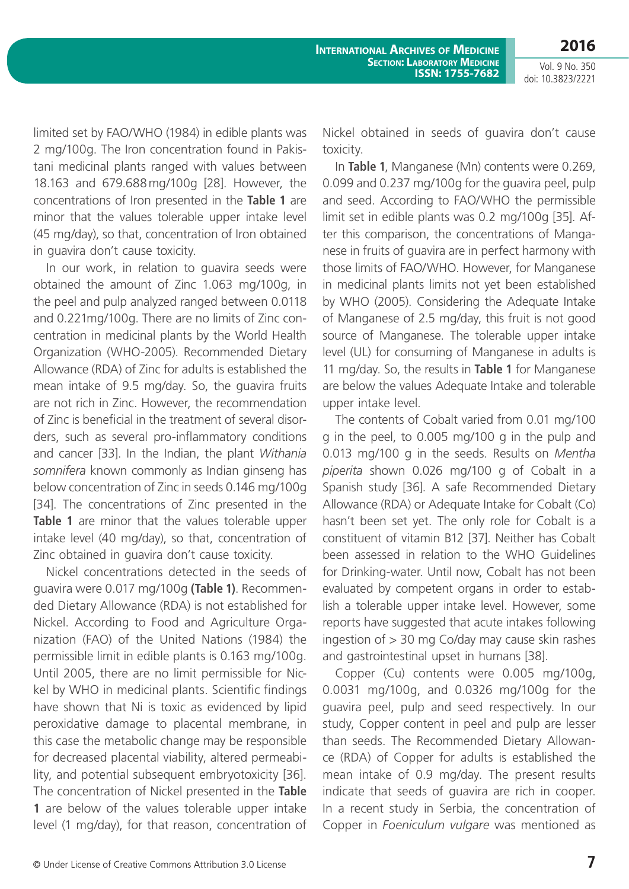limited set by FAO/WHO (1984) in edible plants was 2 mg/100g. The Iron concentration found in Pakistani medicinal plants ranged with values between 18.163 and 679.688 mg/100g [28]. However, the concentrations of Iron presented in the **Table 1** are minor that the values tolerable upper intake level (45 mg/day), so that, concentration of Iron obtained in guavira don't cause toxicity.

In our work, in relation to guavira seeds were obtained the amount of Zinc 1.063 mg/100g, in the peel and pulp analyzed ranged between 0.0118 and 0.221mg/100g. There are no limits of Zinc concentration in medicinal plants by the World Health Organization (WHO-2005). Recommended Dietary Allowance (RDA) of Zinc for adults is established the mean intake of 9.5 mg/day. So, the guavira fruits are not rich in Zinc. However, the recommendation of Zinc is beneficial in the treatment of several disorders, such as several pro-inflammatory conditions and cancer [33]. In the Indian, the plant *Withania somnifera* known commonly as Indian ginseng has below concentration of Zinc in seeds 0.146 mg/100g [34]. The concentrations of Zinc presented in the **Table 1** are minor that the values tolerable upper intake level (40 mg/day), so that, concentration of Zinc obtained in guavira don't cause toxicity.

Nickel concentrations detected in the seeds of guavira were 0.017 mg/100g **(Table 1)**. Recommended Dietary Allowance (RDA) is not established for Nickel. According to Food and Agriculture Organization (FAO) of the United Nations (1984) the permissible limit in edible plants is 0.163 mg/100g. Until 2005, there are no limit permissible for Nickel by WHO in medicinal plants. Scientific findings have shown that Ni is toxic as evidenced by lipid peroxidative damage to placental membrane, in this case the metabolic change may be responsible for decreased placental viability, altered permeability, and potential subsequent embryotoxicity [36]. The concentration of Nickel presented in the **Table 1** are below of the values tolerable upper intake level (1 mg/day), for that reason, concentration of Nickel obtained in seeds of guavira don't cause toxicity.

In **Table 1**, Manganese (Mn) contents were 0.269, 0.099 and 0.237 mg/100g for the guavira peel, pulp and seed. According to FAO/WHO the permissible limit set in edible plants was 0.2 mg/100g [35]. After this comparison, the concentrations of Manganese in fruits of guavira are in perfect harmony with those limits of FAO/WHO. However, for Manganese in medicinal plants limits not yet been established by WHO (2005). Considering the Adequate Intake of Manganese of 2.5 mg/day, this fruit is not good source of Manganese. The tolerable upper intake level (UL) for consuming of Manganese in adults is 11 mg/day. So, the results in **Table 1** for Manganese are below the values Adequate Intake and tolerable upper intake level.

The contents of Cobalt varied from 0.01 mg/100 g in the peel, to 0.005 mg/100 g in the pulp and 0.013 mg/100 g in the seeds. Results on *Mentha piperita* shown 0.026 mg/100 g of Cobalt in a Spanish study [36]. A safe Recommended Dietary Allowance (RDA) or Adequate Intake for Cobalt (Co) hasn't been set yet. The only role for Cobalt is a constituent of vitamin B12 [37]. Neither has Cobalt been assessed in relation to the WHO Guidelines for Drinking-water. Until now, Cobalt has not been evaluated by competent organs in order to establish a tolerable upper intake level. However, some reports have suggested that acute intakes following ingestion of > 30 mg Co/day may cause skin rashes and gastrointestinal upset in humans [38].

Copper (Cu) contents were 0.005 mg/100g, 0.0031 mg/100g, and 0.0326 mg/100g for the guavira peel, pulp and seed respectively. In our study, Copper content in peel and pulp are lesser than seeds. The Recommended Dietary Allowance (RDA) of Copper for adults is established the mean intake of 0.9 mg/day. The present results indicate that seeds of guavira are rich in cooper. In a recent study in Serbia, the concentration of Copper in *Foeniculum vulgare* was mentioned as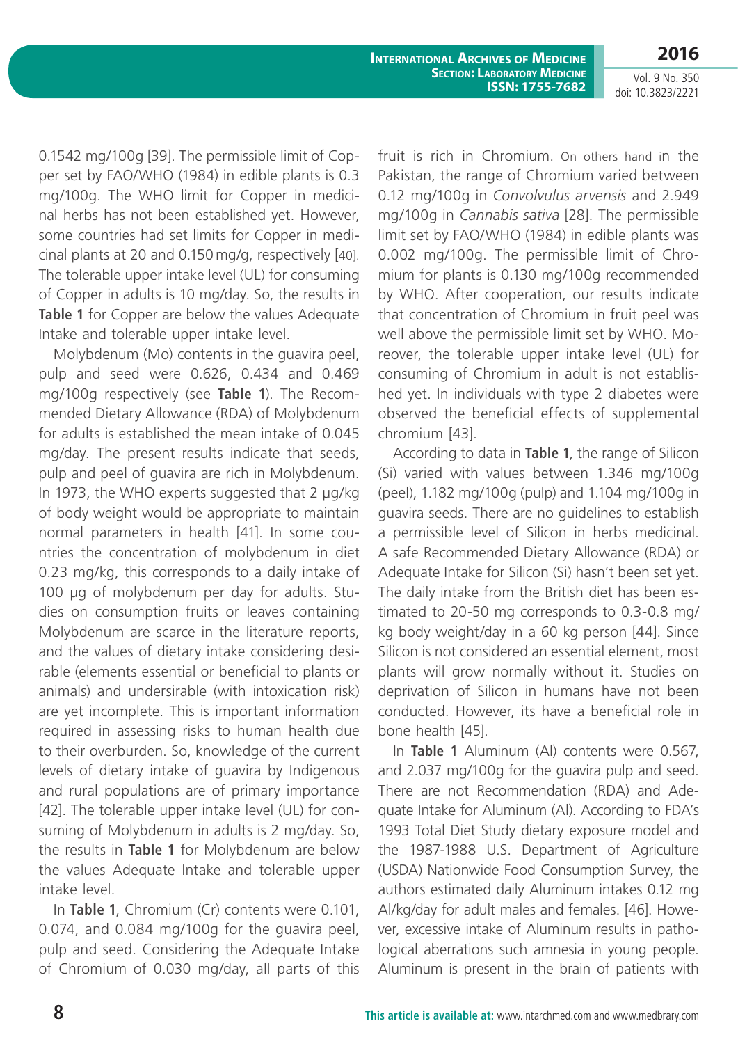0.1542 mg/100g [39]. The permissible limit of Copper set by FAO/WHO (1984) in edible plants is 0.3 mg/100g. The WHO limit for Copper in medicinal herbs has not been established yet. However, some countries had set limits for Copper in medicinal plants at 20 and 0.150 mg/g, respectively [40]. The tolerable upper intake level (UL) for consuming of Copper in adults is 10 mg/day. So, the results in **Table 1** for Copper are below the values Adequate Intake and tolerable upper intake level.

Molybdenum (Mo) contents in the guavira peel, pulp and seed were 0.626, 0.434 and 0.469 mg/100g respectively (see **Table 1**). The Recommended Dietary Allowance (RDA) of Molybdenum for adults is established the mean intake of 0.045 mg/day. The present results indicate that seeds, pulp and peel of guavira are rich in Molybdenum. In 1973, the WHO experts suggested that 2 µg/kg of body weight would be appropriate to maintain normal parameters in health [41]. In some countries the concentration of molybdenum in diet 0.23 mg/kg, this corresponds to a daily intake of 100 µg of molybdenum per day for adults. Studies on consumption fruits or leaves containing Molybdenum are scarce in the literature reports, and the values of dietary intake considering desirable (elements essential or beneficial to plants or animals) and undersirable (with intoxication risk) are yet incomplete. This is important information required in assessing risks to human health due to their overburden. So, knowledge of the current levels of dietary intake of guavira by Indigenous and rural populations are of primary importance [42]. The tolerable upper intake level (UL) for consuming of Molybdenum in adults is 2 mg/day. So, the results in **Table 1** for Molybdenum are below the values Adequate Intake and tolerable upper intake level.

In **Table 1**, Chromium (Cr) contents were 0.101, 0.074, and 0.084 mg/100g for the guavira peel, pulp and seed. Considering the Adequate Intake of Chromium of 0.030 mg/day, all parts of this fruit is rich in Chromium. On others hand in the Pakistan, the range of Chromium varied between 0.12 mg/100g in *Convolvulus arvensis* and 2.949 mg/100g in *Cannabis sativa* [28]. The permissible limit set by FAO/WHO (1984) in edible plants was 0.002 mg/100g. The permissible limit of Chromium for plants is 0.130 mg/100g recommended by WHO. After cooperation, our results indicate that concentration of Chromium in fruit peel was well above the permissible limit set by WHO. Moreover, the tolerable upper intake level (UL) for consuming of Chromium in adult is not established yet. In individuals with type 2 diabetes were observed the beneficial effects of supplemental chromium [43].

According to data in **Table 1**, the range of Silicon (Si) varied with values between 1.346 mg/100g (peel), 1.182 mg/100g (pulp) and 1.104 mg/100g in guavira seeds. There are no guidelines to establish a permissible level of Silicon in herbs medicinal. A safe Recommended Dietary Allowance (RDA) or Adequate Intake for Silicon (Si) hasn't been set yet. The daily intake from the British diet has been estimated to 20-50 mg corresponds to 0.3-0.8 mg/kg body weight/day in a 60 kg person [44]. Since Silicon is not considered an essential element, most plants will grow normally without it. Studies on deprivation of Silicon in humans have not been conducted. However, its have a beneficial role in bone health [45].

In **Table 1** Aluminum (Al) contents were 0.567, and 2.037 mg/100g for the guavira pulp and seed. There are not Recommendation (RDA) and Adequate Intake for Aluminum (Al). According to FDA's 1993 Total Diet Study dietary exposure model and the 1987-1988 U.S. Department of Agriculture (USDA) Nationwide Food Consumption Survey, the authors estimated daily Aluminum intakes 0.12 mg Al/kg/day for adult males and females. [46]. However, excessive intake of Aluminum results in pathological aberrations such amnesia in young people. Aluminum is present in the brain of patients with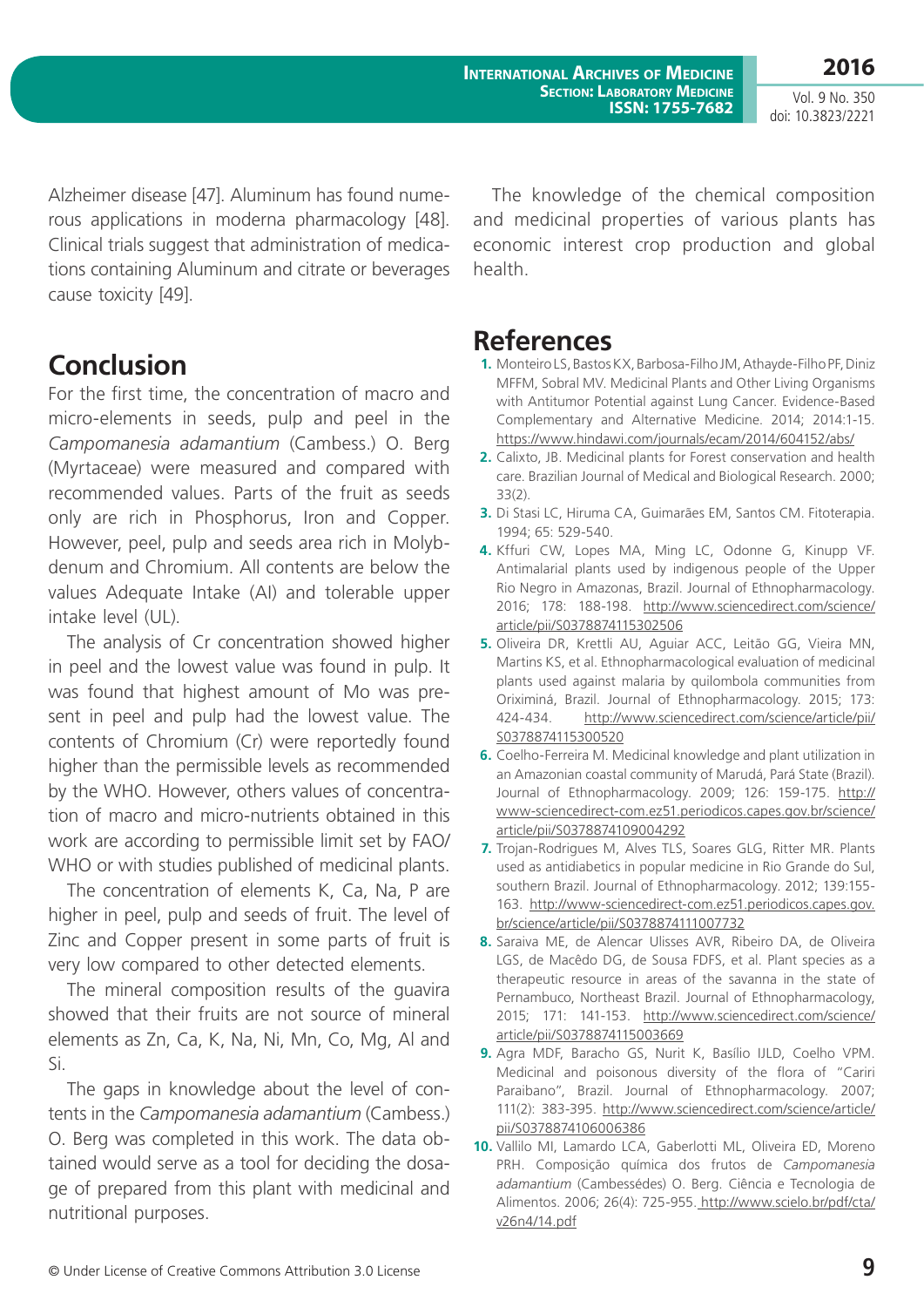Alzheimer disease [47]. Aluminum has found numerous applications in moderna pharmacology [48]. Clinical trials suggest that administration of medications containing Aluminum and citrate or beverages cause toxicity [49].

## Conclusion

For the first time, the concentration of macro and micro-elements in seeds, pulp and peel in the *Campomanesia adamantium* (Cambess.) O. Berg (Myrtaceae) were measured and compared with recommended values. Parts of the fruit as seeds only are rich in Phosphorus, Iron and Copper. However, peel, pulp and seeds area rich in Molybdenum and Chromium. All contents are below the values Adequate Intake (AI) and tolerable upper intake level (UL).

The analysis of Cr concentration showed higher in peel and the lowest value was found in pulp. It was found that highest amount of Mo was present in peel and pulp had the lowest value. The contents of Chromium (Cr) were reportedly found higher than the permissible levels as recommended by the WHO. However, others values of concentration of macro and micro-nutrients obtained in this work are according to permissible limit set by FAO/WHO or with studies published of medicinal plants.

The concentration of elements K, Ca, Na, P are higher in peel, pulp and seeds of fruit. The level of Zinc and Copper present in some parts of fruit is very low compared to other detected elements.

The mineral composition results of the guavira showed that their fruits are not source of mineral elements as Zn, Ca, K, Na, Ni, Mn, Co, Mg, Al and Si.

The gaps in knowledge about the level of contents in the *Campomanesia adamantium* (Cambess.) O. Berg was completed in this work. The data obtained would serve as a tool for deciding the dosage of prepared from this plant with medicinal and nutritional purposes.

The knowledge of the chemical composition and medicinal properties of various plants has economic interest crop production and global health.

## References

1. Monteiro LS, Bastos KX, Barbosa-Filho JM, Athayde-Filho PF, Diniz MFFM, Sobral MV. Medicinal Plants and Other Living Organisms with Antitumor Potential against Lung Cancer. Evidence-Based Complementary and Alternative Medicine. 2014; 2014:1-15. https://www.hindawi.com/journals/ecam/2014/604152/abs/
2. Calixto, JB. Medicinal plants for Forest conservation and health care. Brazilian Journal of Medical and Biological Research. 2000; 33(2).
3. Di Stasi LC, Hiruma CA, Guimarães EM, Santos CM. Fitoterapia. 1994; 65: 529-540.
4. Kffuri CW, Lopes MA, Ming LC, Odonne G, Kinupp VF. Antimalarial plants used by indigenous people of the Upper Rio Negro in Amazonas, Brazil. Journal of Ethnopharmacology. 2016; 178: 188-198. http://www.sciencedirect.com/science/article/pii/S0378874115302506
5. Oliveira DR, Krettli AU, Aguiar ACC, Leitão GG, Vieira MN, Martins KS, et al. Ethnopharmacological evaluation of medicinal plants used against malaria by quilombola communities from Oriximiná, Brazil. Journal of Ethnopharmacology. 2015; 173: 424-434. http://www.sciencedirect.com/science/article/pii/S0378874115300520
6. Coelho-Ferreira M. Medicinal knowledge and plant utilization in an Amazonian coastal community of Marudá, Pará State (Brazil). Journal of Ethnopharmacology. 2009; 126: 159-175. http://www-sciencedirect-com.ez51.periodicos.capes.gov.br/science/article/pii/S0378874109004292
7. Trojan-Rodrigues M, Alves TLS, Soares GLG, Ritter MR. Plants used as antidiabetics in popular medicine in Rio Grande do Sul, southern Brazil. Journal of Ethnopharmacology. 2012; 139:155-163. http://www-sciencedirect-com.ez51.periodicos.capes.gov.br/science/article/pii/S0378874111007732
8. Saraiva ME, de Alencar Ulisses AVR, Ribeiro DA, de Oliveira LGS, de Macêdo DG, de Sousa FDFS, et al. Plant species as a therapeutic resource in areas of the savanna in the state of Pernambuco, Northeast Brazil. Journal of Ethnopharmacology, 2015; 171: 141-153. http://www.sciencedirect.com/science/article/pii/S0378874115003669
9. Agra MDF, Baracho GS, Nurit K, Basílio IJLD, Coelho VPM. Medicinal and poisonous diversity of the flora of "Cariri Paraibano", Brazil. Journal of Ethnopharmacology. 2007; 111(2): 383-395. http://www.sciencedirect.com/science/article/pii/S0378874106006386
10. Vallilo MI, Lamardo LCA, Gaberlotti ML, Oliveira ED, Moreno PRH. Composição química dos frutos de *Campomanesia adamantium* (Cambessédes) O. Berg. Ciência e Tecnologia de Alimentos. 2006; 26(4): 725-955. http://www.scielo.br/pdf/cta/v26n4/14.pdf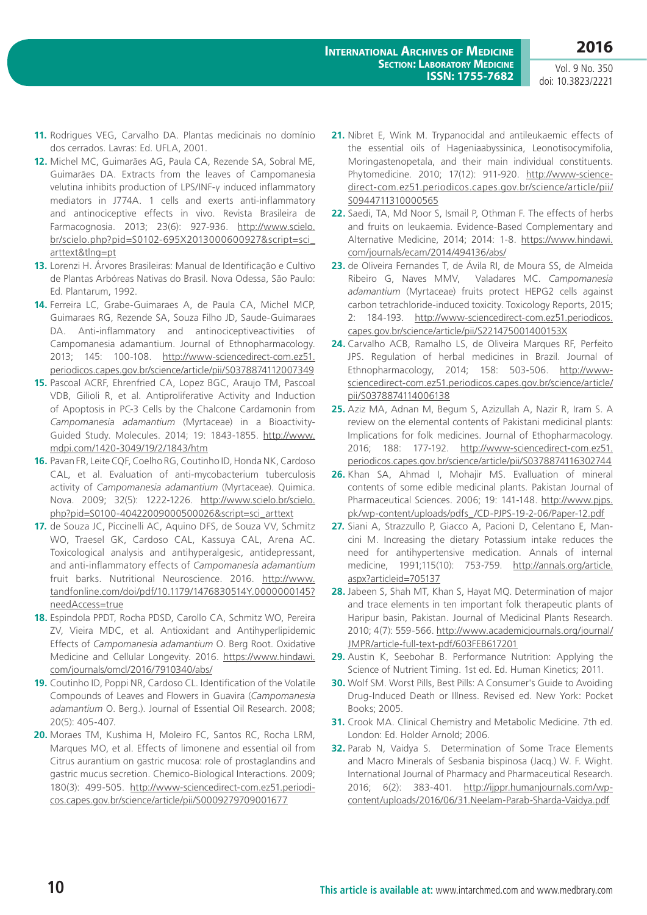11. Rodrigues VEG, Carvalho DA. Plantas medicinais no domínio dos cerrados. Lavras: Ed. UFLA, 2001.
12. Michel MC, Guimarães AG, Paula CA, Rezende SA, Sobral ME, Guimarães DA. Extracts from the leaves of Campomanesia velutina inhibits production of LPS/INF-γ induced inflammatory mediators in J774A. 1 cells and exerts anti-inflammatory and antinociceptive effects in vivo. Revista Brasileira de Farmacognosia. 2013; 23(6): 927-936. http://www.scielo.br/scielo.php?pid=S0102-695X2013000600927&script=sci_arttext&tlng=pt
13. Lorenzi H. Árvores Brasileiras: Manual de Identificação e Cultivo de Plantas Arbóreas Nativas do Brasil. Nova Odessa, São Paulo: Ed. Plantarum, 1992.
14. Ferreira LC, Grabe-Guimaraes A, de Paula CA, Michel MCP, Guimaraes RG, Rezende SA, Souza Filho JD, Saude-Guimaraes DA. Anti-inflammatory and antinociceptiveactivities of Campomanesia adamantium. Journal of Ethnopharmacology. 2013; 145: 100-108. http://www-sciencedirect-com.ez51.periodicos.capes.gov.br/science/article/pii/S0378874112007349
15. Pascoal ACRF, Ehrenfried CA, Lopez BGC, Araujo TM, Pascoal VDB, Gilioli R, et al. Antiproliferative Activity and Induction of Apoptosis in PC-3 Cells by the Chalcone Cardamonin from *Campomanesia adamantium* (Myrtaceae) in a Bioactivity-Guided Study. Molecules. 2014; 19: 1843-1855. http://www.mdpi.com/1420-3049/19/2/1843/htm
16. Pavan FR, Leite CQF, Coelho RG, Coutinho ID, Honda NK, Cardoso CAL, et al. Evaluation of anti-mycobacterium tuberculosis activity of *Campomanesia adamantium* (Myrtaceae). Quimica. Nova. 2009; 32(5): 1222-1226. http://www.scielo.br/scielo.php?pid=S0100-40422009000500026&script=sci_arttext
17. de Souza JC, Piccinelli AC, Aquino DFS, de Souza VV, Schmitz WO, Traesel GK, Cardoso CAL, Kassuya CAL, Arena AC. Toxicological analysis and antihyperalgesic, antidepressant, and anti-inflammatory effects of *Campomanesia adamantium* fruit barks. Nutritional Neuroscience. 2016. http://www.tandfonline.com/doi/pdf/10.1179/1476830514Y.0000000145?needAccess=true
18. Espindola PPDT, Rocha PDSD, Carollo CA, Schmitz WO, Pereira ZV, Vieira MDC, et al. Antioxidant and Antihyperlipidemic Effects of *Campomanesia adamantium* O. Berg Root. Oxidative Medicine and Cellular Longevity. 2016. https://www.hindawi.com/journals/omcl/2016/7910340/abs/
19. Coutinho ID, Poppi NR, Cardoso CL. Identification of the Volatile Compounds of Leaves and Flowers in Guavira (*Campomanesia adamantium* O. Berg.). Journal of Essential Oil Research. 2008; 20(5): 405-407.
20. Moraes TM, Kushima H, Moleiro FC, Santos RC, Rocha LRM, Marques MO, et al. Effects of limonene and essential oil from Citrus aurantium on gastric mucosa: role of prostaglandins and gastric mucus secretion. Chemico-Biological Interactions. 2009; 180(3): 499-505. http://www-sciencedirect-com.ez51.periodicos.capes.gov.br/science/article/pii/S0009279709001677
21. Nibret E, Wink M. Trypanocidal and antileukaemic effects of the essential oils of Hageniaabyssinica, Leonotisocymifolia, Moringastenopetala, and their main individual constituents. Phytomedicine. 2010; 17(12): 911-920. http://www-sciencedirect-com.ez51.periodicos.capes.gov.br/science/article/pii/S0944711310000565
22. Saedi, TA, Md Noor S, Ismail P, Othman F. The effects of herbs and fruits on leukaemia. Evidence-Based Complementary and Alternative Medicine, 2014; 2014: 1-8. https://www.hindawi.com/journals/ecam/2014/494136/abs/
23. de Oliveira Fernandes T, de Ávila RI, de Moura SS, de Almeida Ribeiro G, Naves MMV, Valadares MC. *Campomanesia adamantium* (Myrtaceae) fruits protect HEPG2 cells against carbon tetrachloride-induced toxicity. Toxicology Reports, 2015; 2: 184-193. http://www-sciencedirect-com.ez51.periodicos.capes.gov.br/science/article/pii/S221475001400153X
24. Carvalho ACB, Ramalho LS, de Oliveira Marques RF, Perfeito JPS. Regulation of herbal medicines in Brazil. Journal of Ethnopharmacology, 2014; 158: 503-506. http://www-sciencedirect-com.ez51.periodicos.capes.gov.br/science/article/pii/S0378874114006138
25. Aziz MA, Adnan M, Begum S, Azizullah A, Nazir R, Iram S. A review on the elemental contents of Pakistani medicinal plants: Implications for folk medicines. Journal of Ethopharmacology. 2016; 188: 177-192. http://www-sciencedirect-com.ez51.periodicos.capes.gov.br/science/article/pii/S0378874116302744
26. Khan SA, Ahmad I, Mohajir MS. Evalluation of mineral contents of some edible medicinal plants. Pakistan Journal of Pharmaceutical Sciences. 2006; 19: 141-148. http://www.pjps.pk/wp-content/uploads/pdfs_/CD-PJPS-19-2-06/Paper-12.pdf
27. Siani A, Strazzullo P, Giacco A, Pacioni D, Celentano E, Mancini M. Increasing the dietary Potassium intake reduces the need for antihypertensive medication. Annals of internal medicine, 1991;115(10): 753-759. http://annals.org/article.aspx?articleid=705137
28. Jabeen S, Shah MT, Khan S, Hayat MQ. Determination of major and trace elements in ten important folk therapeutic plants of Haripur basin, Pakistan. Journal of Medicinal Plants Research. 2010; 4(7): 559-566. http://www.academicjournals.org/journal/JMPR/article-full-text-pdf/603FEB617201
29. Austin K, Seebohar B. Performance Nutrition: Applying the Science of Nutrient Timing. 1st ed. Ed. Human Kinetics; 2011.
30. Wolf SM. Worst Pills, Best Pills: A Consumer's Guide to Avoiding Drug-Induced Death or Illness. Revised ed. New York: Pocket Books; 2005.
31. Crook MA. Clinical Chemistry and Metabolic Medicine. 7th ed. London: Ed. Holder Arnold; 2006.
32. Parab N, Vaidya S. Determination of Some Trace Elements and Macro Minerals of Sesbania bispinosa (Jacq.) W. F. Wight. International Journal of Pharmacy and Pharmaceutical Research. 2016; 6(2): 383-401. http://ijppr.humanjournals.com/wp-content/uploads/2016/06/31.Neelam-Parab-Sharda-Vaidya.pdf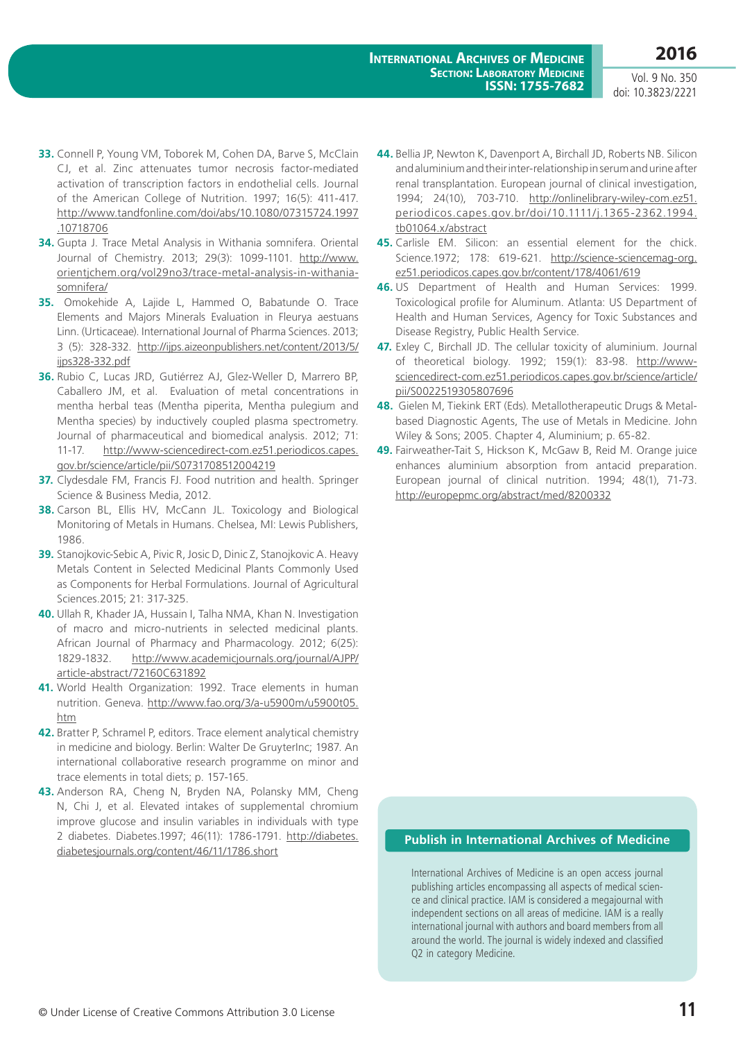33. Connell P, Young VM, Toborek M, Cohen DA, Barve S, McClain CJ, et al. Zinc attenuates tumor necrosis factor-mediated activation of transcription factors in endothelial cells. Journal of the American College of Nutrition. 1997; 16(5): 411-417. http://www.tandfonline.com/doi/abs/10.1080/07315724.1997.10718706

34. Gupta J. Trace Metal Analysis in Withania somnifera. Oriental Journal of Chemistry. 2013; 29(3): 1099-1101. http://www.orientjchem.org/vol29no3/trace-metal-analysis-in-withania-somnifera/

35. Omokehide A, Lajide L, Hammed O, Babatunde O. Trace Elements and Majors Minerals Evaluation in Fleurya aestuans Linn. (Urticaceae). International Journal of Pharma Sciences. 2013; 3 (5): 328-332. http://ijps.aizeonpublishers.net/content/2013/5/ijps328-332.pdf

36. Rubio C, Lucas JRD, Gutiérrez AJ, Glez-Weller D, Marrero BP, Caballero JM, et al. Evaluation of metal concentrations in mentha herbal teas (Mentha piperita, Mentha pulegium and Mentha species) by inductively coupled plasma spectrometry. Journal of pharmaceutical and biomedical analysis. 2012; 71: 11-17. http://www-sciencedirect-com.ez51.periodicos.capes.gov.br/science/article/pii/S0731708512004219

37. Clydesdale FM, Francis FJ. Food nutrition and health. Springer Science & Business Media, 2012.

38. Carson BL, Ellis HV, McCann JL. Toxicology and Biological Monitoring of Metals in Humans. Chelsea, MI: Lewis Publishers, 1986.

39. Stanojkovic-Sebic A, Pivic R, Josic D, Dinic Z, Stanojkovic A. Heavy Metals Content in Selected Medicinal Plants Commonly Used as Components for Herbal Formulations. Journal of Agricultural Sciences.2015; 21: 317-325.

40. Ullah R, Khader JA, Hussain I, Talha NMA, Khan N. Investigation of macro and micro-nutrients in selected medicinal plants. African Journal of Pharmacy and Pharmacology. 2012; 6(25): 1829-1832. http://www.academicjournals.org/journal/AJPP/article-abstract/72160C631892

41. World Health Organization: 1992. Trace elements in human nutrition. Geneva. http://www.fao.org/3/a-u5900m/u5900t05.htm

42. Bratter P, Schramel P, editors. Trace element analytical chemistry in medicine and biology. Berlin: Walter De GruyterInc; 1987. An international collaborative research programme on minor and trace elements in total diets; p. 157-165.

43. Anderson RA, Cheng N, Bryden NA, Polansky MM, Cheng N, Chi J, et al. Elevated intakes of supplemental chromium improve glucose and insulin variables in individuals with type 2 diabetes. Diabetes.1997; 46(11): 1786-1791. http://diabetes.diabetesjournals.org/content/46/11/1786.short

44. Bellia JP, Newton K, Davenport A, Birchall JD, Roberts NB. Silicon and aluminium and their inter-relationship in serum and urine after renal transplantation. European journal of clinical investigation, 1994; 24(10), 703-710. http://onlinelibrary-wiley-com.ez51.periodicos.capes.gov.br/doi/10.1111/j.1365-2362.1994.tb01064.x/abstract

45. Carlisle EM. Silicon: an essential element for the chick. Science.1972; 178: 619-621. http://science-sciencemag-org.ez51.periodicos.capes.gov.br/content/178/4061/619

46. US Department of Health and Human Services: 1999. Toxicological profile for Aluminum. Atlanta: US Department of Health and Human Services, Agency for Toxic Substances and Disease Registry, Public Health Service.

47. Exley C, Birchall JD. The cellular toxicity of aluminium. Journal of theoretical biology. 1992; 159(1): 83-98. http://www-sciencedirect-com.ez51.periodicos.capes.gov.br/science/article/pii/S0022519305807696

48. Gielen M, Tiekink ERT (Eds). Metallotherapeutic Drugs & Metal-based Diagnostic Agents, The use of Metals in Medicine. John Wiley & Sons; 2005. Chapter 4, Aluminium; p. 65-82.

49. Fairweather-Tait S, Hickson K, McGaw B, Reid M. Orange juice enhances aluminium absorption from antacid preparation. European journal of clinical nutrition. 1994; 48(1), 71-73. http://europepmc.org/abstract/med/8200332

**Publish in International Archives of Medicine**

International Archives of Medicine is an open access journal publishing articles encompassing all aspects of medical science and clinical practice. IAM is considered a megajournal with independent sections on all areas of medicine. IAM is a really international journal with authors and board members from all around the world. The journal is widely indexed and classified Q2 in category Medicine.